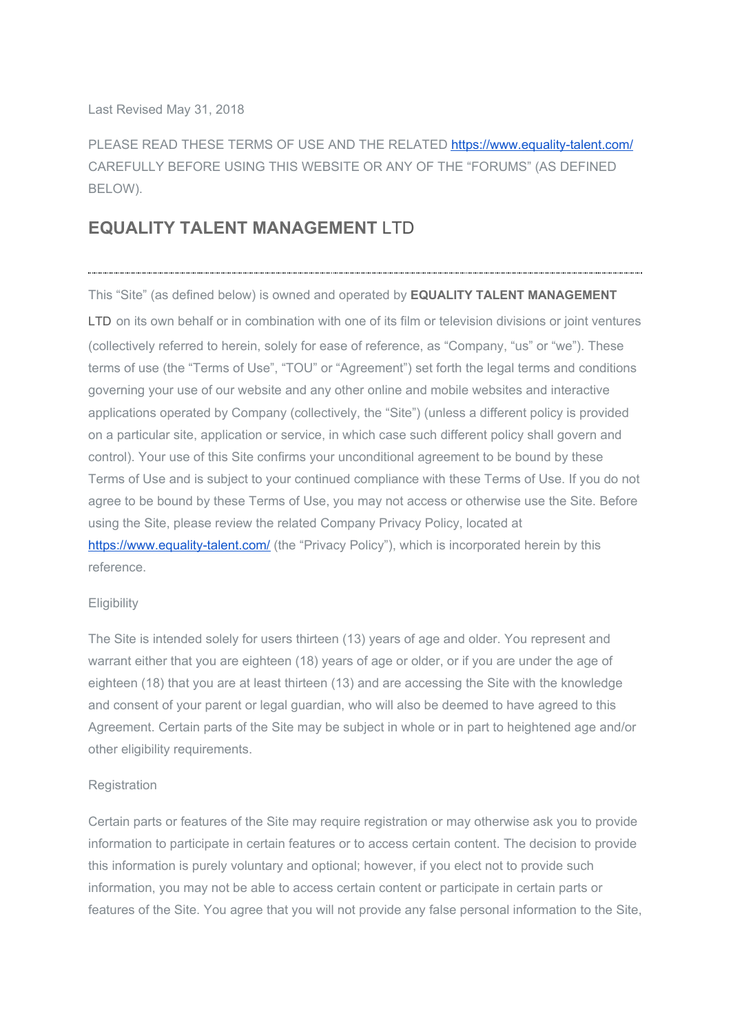Last Revised May 31, 2018

PLEASE READ THESE TERMS OF USE AND THE RELATED [https://www.equality-talent.com/](https://www.equality-talent.com/) CAREFULLY BEFORE USING THIS WEBSITE OR ANY OF THE “FORUMS” (AS DEFINED BELOW).

# **EQUALITY TALENT MANAGEMENT** LTD

---

This “Site” (as defined below) is owned and operated by **EQUALITY TALENT MANAGEMENT** LTD on its own behalf or in combination with one of its film or television divisions or joint ventures (collectively referred to herein, solely for ease of reference, as “Company, “us” or “we”). These terms of use (the “Terms of Use”, “TOU” or “Agreement”) set forth the legal terms and conditions governing your use of our website and any other online and mobile websites and interactive applications operated by Company (collectively, the “Site”) (unless a different policy is provided on a particular site, application or service, in which case such different policy shall govern and control). Your use of this Site confirms your unconditional agreement to be bound by these Terms of Use and is subject to your continued compliance with these Terms of Use. If you do not agree to be bound by these Terms of Use, you may not access or otherwise use the Site. Before using the Site, please review the related Company Privacy Policy, located at [https://www.equality-talent.com/](https://www.equality-talent.com/) (the “Privacy Policy”), which is incorporated herein by this reference.

Eligibility

The Site is intended solely for users thirteen (13) years of age and older. You represent and warrant either that you are eighteen (18) years of age or older, or if you are under the age of eighteen (18) that you are at least thirteen (13) and are accessing the Site with the knowledge and consent of your parent or legal guardian, who will also be deemed to have agreed to this Agreement. Certain parts of the Site may be subject in whole or in part to heightened age and/or other eligibility requirements.

Registration

Certain parts or features of the Site may require registration or may otherwise ask you to provide information to participate in certain features or to access certain content. The decision to provide this information is purely voluntary and optional; however, if you elect not to provide such information, you may not be able to access certain content or participate in certain parts or features of the Site. You agree that you will not provide any false personal information to the Site,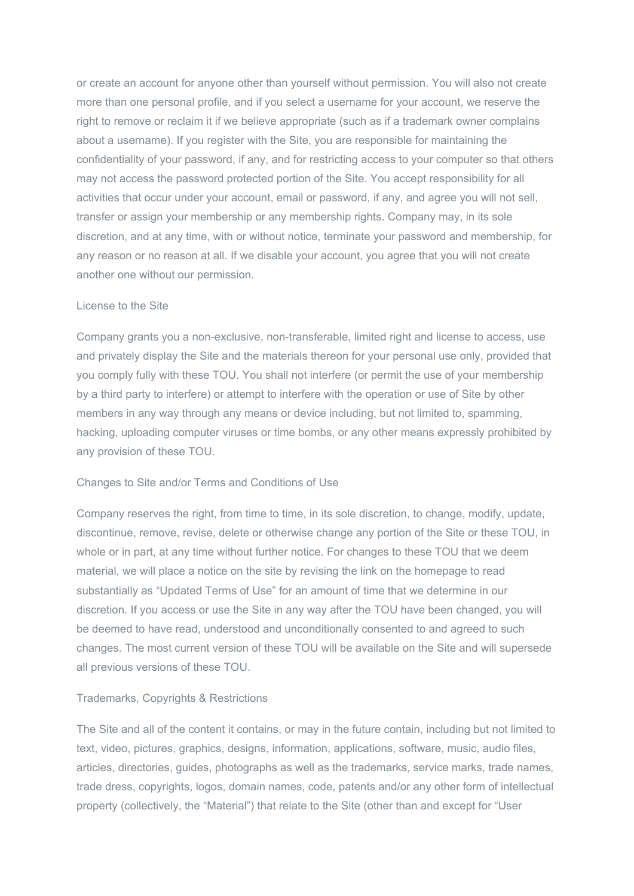or create an account for anyone other than yourself without permission. You will also not create more than one personal profile, and if you select a username for your account, we reserve the right to remove or reclaim it if we believe appropriate (such as if a trademark owner complains about a username). If you register with the Site, you are responsible for maintaining the confidentiality of your password, if any, and for restricting access to your computer so that others may not access the password protected portion of the Site. You accept responsibility for all activities that occur under your account, email or password, if any, and agree you will not sell, transfer or assign your membership or any membership rights. Company may, in its sole discretion, and at any time, with or without notice, terminate your password and membership, for any reason or no reason at all. If we disable your account, you agree that you will not create another one without our permission.

## License to the Site

Company grants you a non-exclusive, non-transferable, limited right and license to access, use and privately display the Site and the materials thereon for your personal use only, provided that you comply fully with these TOU. You shall not interfere (or permit the use of your membership by a third party to interfere) or attempt to interfere with the operation or use of Site by other members in any way through any means or device including, but not limited to, spamming, hacking, uploading computer viruses or time bombs, or any other means expressly prohibited by any provision of these TOU.

## Changes to Site and/or Terms and Conditions of Use

Company reserves the right, from time to time, in its sole discretion, to change, modify, update, discontinue, remove, revise, delete or otherwise change any portion of the Site or these TOU, in whole or in part, at any time without further notice. For changes to these TOU that we deem material, we will place a notice on the site by revising the link on the homepage to read substantially as "Updated Terms of Use" for an amount of time that we determine in our discretion. If you access or use the Site in any way after the TOU have been changed, you will be deemed to have read, understood and unconditionally consented to and agreed to such changes. The most current version of these TOU will be available on the Site and will supersede all previous versions of these TOU.

## Trademarks, Copyrights & Restrictions

The Site and all of the content it contains, or may in the future contain, including but not limited to text, video, pictures, graphics, designs, information, applications, software, music, audio files, articles, directories, guides, photographs as well as the trademarks, service marks, trade names, trade dress, copyrights, logos, domain names, code, patents and/or any other form of intellectual property (collectively, the "Material") that relate to the Site (other than and except for "User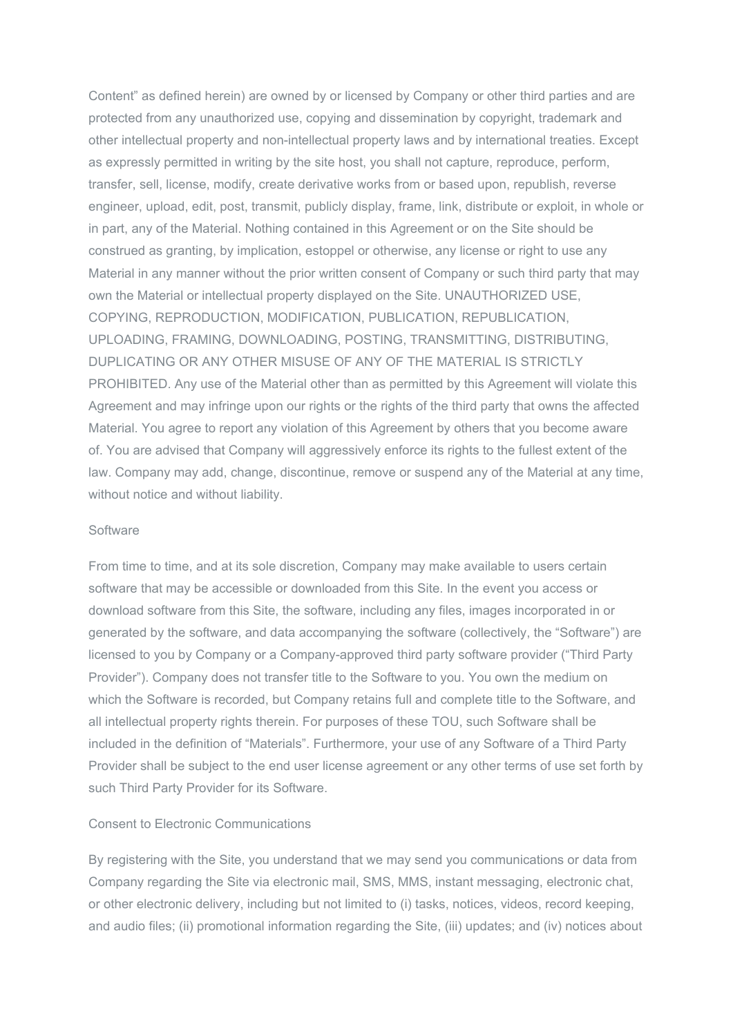Content" as defined herein) are owned by or licensed by Company or other third parties and are protected from any unauthorized use, copying and dissemination by copyright, trademark and other intellectual property and non-intellectual property laws and by international treaties. Except as expressly permitted in writing by the site host, you shall not capture, reproduce, perform, transfer, sell, license, modify, create derivative works from or based upon, republish, reverse engineer, upload, edit, post, transmit, publicly display, frame, link, distribute or exploit, in whole or in part, any of the Material. Nothing contained in this Agreement or on the Site should be construed as granting, by implication, estoppel or otherwise, any license or right to use any Material in any manner without the prior written consent of Company or such third party that may own the Material or intellectual property displayed on the Site. UNAUTHORIZED USE, COPYING, REPRODUCTION, MODIFICATION, PUBLICATION, REPUBLICATION, UPLOADING, FRAMING, DOWNLOADING, POSTING, TRANSMITTING, DISTRIBUTING, DUPLICATING OR ANY OTHER MISUSE OF ANY OF THE MATERIAL IS STRICTLY PROHIBITED. Any use of the Material other than as permitted by this Agreement will violate this Agreement and may infringe upon our rights or the rights of the third party that owns the affected Material. You agree to report any violation of this Agreement by others that you become aware of. You are advised that Company will aggressively enforce its rights to the fullest extent of the law. Company may add, change, discontinue, remove or suspend any of the Material at any time, without notice and without liability.

## Software

From time to time, and at its sole discretion, Company may make available to users certain software that may be accessible or downloaded from this Site. In the event you access or download software from this Site, the software, including any files, images incorporated in or generated by the software, and data accompanying the software (collectively, the "Software") are licensed to you by Company or a Company-approved third party software provider ("Third Party Provider"). Company does not transfer title to the Software to you. You own the medium on which the Software is recorded, but Company retains full and complete title to the Software, and all intellectual property rights therein. For purposes of these TOU, such Software shall be included in the definition of "Materials". Furthermore, your use of any Software of a Third Party Provider shall be subject to the end user license agreement or any other terms of use set forth by such Third Party Provider for its Software.

## Consent to Electronic Communications

By registering with the Site, you understand that we may send you communications or data from Company regarding the Site via electronic mail, SMS, MMS, instant messaging, electronic chat, or other electronic delivery, including but not limited to (i) tasks, notices, videos, record keeping, and audio files; (ii) promotional information regarding the Site, (iii) updates; and (iv) notices about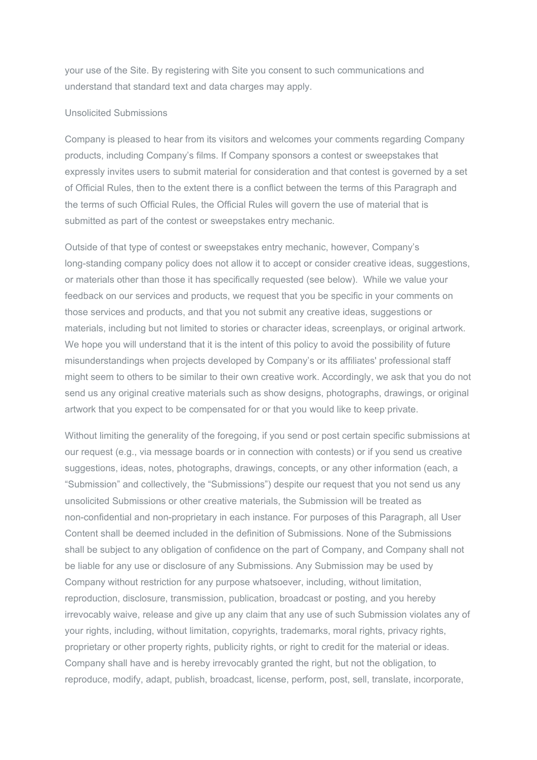your use of the Site. By registering with Site you consent to such communications and understand that standard text and data charges may apply.

## Unsolicited Submissions

Company is pleased to hear from its visitors and welcomes your comments regarding Company products, including Company's films. If Company sponsors a contest or sweepstakes that expressly invites users to submit material for consideration and that contest is governed by a set of Official Rules, then to the extent there is a conflict between the terms of this Paragraph and the terms of such Official Rules, the Official Rules will govern the use of material that is submitted as part of the contest or sweepstakes entry mechanic.

Outside of that type of contest or sweepstakes entry mechanic, however, Company's long-standing company policy does not allow it to accept or consider creative ideas, suggestions, or materials other than those it has specifically requested (see below). While we value your feedback on our services and products, we request that you be specific in your comments on those services and products, and that you not submit any creative ideas, suggestions or materials, including but not limited to stories or character ideas, screenplays, or original artwork. We hope you will understand that it is the intent of this policy to avoid the possibility of future misunderstandings when projects developed by Company's or its affiliates' professional staff might seem to others to be similar to their own creative work. Accordingly, we ask that you do not send us any original creative materials such as show designs, photographs, drawings, or original artwork that you expect to be compensated for or that you would like to keep private.

Without limiting the generality of the foregoing, if you send or post certain specific submissions at our request (e.g., via message boards or in connection with contests) or if you send us creative suggestions, ideas, notes, photographs, drawings, concepts, or any other information (each, a "Submission" and collectively, the "Submissions") despite our request that you not send us any unsolicited Submissions or other creative materials, the Submission will be treated as non-confidential and non-proprietary in each instance. For purposes of this Paragraph, all User Content shall be deemed included in the definition of Submissions. None of the Submissions shall be subject to any obligation of confidence on the part of Company, and Company shall not be liable for any use or disclosure of any Submissions. Any Submission may be used by Company without restriction for any purpose whatsoever, including, without limitation, reproduction, disclosure, transmission, publication, broadcast or posting, and you hereby irrevocably waive, release and give up any claim that any use of such Submission violates any of your rights, including, without limitation, copyrights, trademarks, moral rights, privacy rights, proprietary or other property rights, publicity rights, or right to credit for the material or ideas. Company shall have and is hereby irrevocably granted the right, but not the obligation, to reproduce, modify, adapt, publish, broadcast, license, perform, post, sell, translate, incorporate,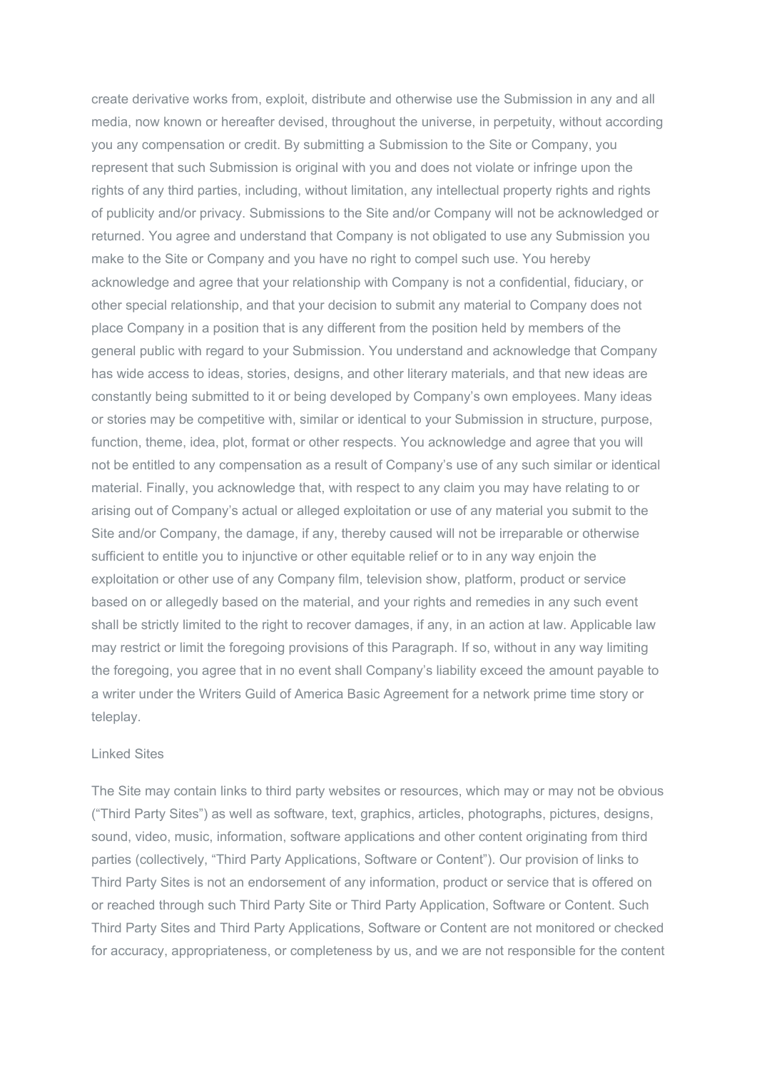create derivative works from, exploit, distribute and otherwise use the Submission in any and all media, now known or hereafter devised, throughout the universe, in perpetuity, without according you any compensation or credit. By submitting a Submission to the Site or Company, you represent that such Submission is original with you and does not violate or infringe upon the rights of any third parties, including, without limitation, any intellectual property rights and rights of publicity and/or privacy. Submissions to the Site and/or Company will not be acknowledged or returned. You agree and understand that Company is not obligated to use any Submission you make to the Site or Company and you have no right to compel such use. You hereby acknowledge and agree that your relationship with Company is not a confidential, fiduciary, or other special relationship, and that your decision to submit any material to Company does not place Company in a position that is any different from the position held by members of the general public with regard to your Submission. You understand and acknowledge that Company has wide access to ideas, stories, designs, and other literary materials, and that new ideas are constantly being submitted to it or being developed by Company's own employees. Many ideas or stories may be competitive with, similar or identical to your Submission in structure, purpose, function, theme, idea, plot, format or other respects. You acknowledge and agree that you will not be entitled to any compensation as a result of Company's use of any such similar or identical material. Finally, you acknowledge that, with respect to any claim you may have relating to or arising out of Company's actual or alleged exploitation or use of any material you submit to the Site and/or Company, the damage, if any, thereby caused will not be irreparable or otherwise sufficient to entitle you to injunctive or other equitable relief or to in any way enjoin the exploitation or other use of any Company film, television show, platform, product or service based on or allegedly based on the material, and your rights and remedies in any such event shall be strictly limited to the right to recover damages, if any, in an action at law. Applicable law may restrict or limit the foregoing provisions of this Paragraph. If so, without in any way limiting the foregoing, you agree that in no event shall Company's liability exceed the amount payable to a writer under the Writers Guild of America Basic Agreement for a network prime time story or teleplay.

## Linked Sites

The Site may contain links to third party websites or resources, which may or may not be obvious ("Third Party Sites") as well as software, text, graphics, articles, photographs, pictures, designs, sound, video, music, information, software applications and other content originating from third parties (collectively, "Third Party Applications, Software or Content"). Our provision of links to Third Party Sites is not an endorsement of any information, product or service that is offered on or reached through such Third Party Site or Third Party Application, Software or Content. Such Third Party Sites and Third Party Applications, Software or Content are not monitored or checked for accuracy, appropriateness, or completeness by us, and we are not responsible for the content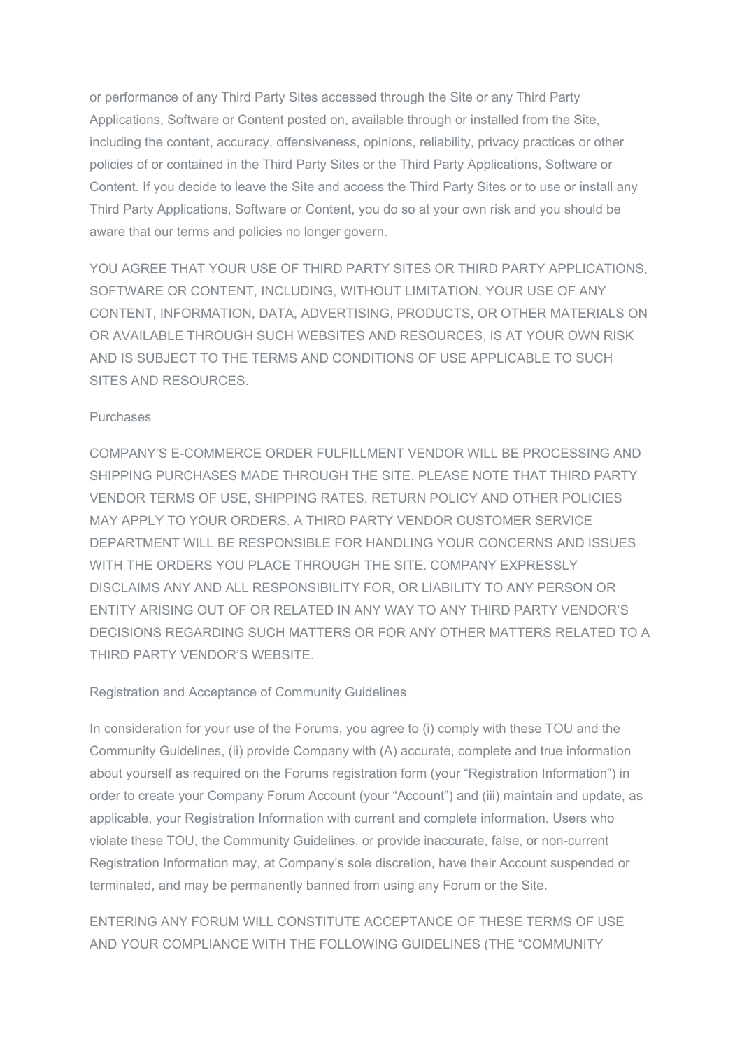or performance of any Third Party Sites accessed through the Site or any Third Party Applications, Software or Content posted on, available through or installed from the Site, including the content, accuracy, offensiveness, opinions, reliability, privacy practices or other policies of or contained in the Third Party Sites or the Third Party Applications, Software or Content. If you decide to leave the Site and access the Third Party Sites or to use or install any Third Party Applications, Software or Content, you do so at your own risk and you should be aware that our terms and policies no longer govern.

YOU AGREE THAT YOUR USE OF THIRD PARTY SITES OR THIRD PARTY APPLICATIONS, SOFTWARE OR CONTENT, INCLUDING, WITHOUT LIMITATION, YOUR USE OF ANY CONTENT, INFORMATION, DATA, ADVERTISING, PRODUCTS, OR OTHER MATERIALS ON OR AVAILABLE THROUGH SUCH WEBSITES AND RESOURCES, IS AT YOUR OWN RISK AND IS SUBJECT TO THE TERMS AND CONDITIONS OF USE APPLICABLE TO SUCH SITES AND RESOURCES.

## Purchases

COMPANY'S E-COMMERCE ORDER FULFILLMENT VENDOR WILL BE PROCESSING AND SHIPPING PURCHASES MADE THROUGH THE SITE. PLEASE NOTE THAT THIRD PARTY VENDOR TERMS OF USE, SHIPPING RATES, RETURN POLICY AND OTHER POLICIES MAY APPLY TO YOUR ORDERS. A THIRD PARTY VENDOR CUSTOMER SERVICE DEPARTMENT WILL BE RESPONSIBLE FOR HANDLING YOUR CONCERNS AND ISSUES WITH THE ORDERS YOU PLACE THROUGH THE SITE. COMPANY EXPRESSLY DISCLAIMS ANY AND ALL RESPONSIBILITY FOR, OR LIABILITY TO ANY PERSON OR ENTITY ARISING OUT OF OR RELATED IN ANY WAY TO ANY THIRD PARTY VENDOR'S DECISIONS REGARDING SUCH MATTERS OR FOR ANY OTHER MATTERS RELATED TO A THIRD PARTY VENDOR'S WEBSITE.

## Registration and Acceptance of Community Guidelines

In consideration for your use of the Forums, you agree to (i) comply with these TOU and the Community Guidelines, (ii) provide Company with (A) accurate, complete and true information about yourself as required on the Forums registration form (your "Registration Information") in order to create your Company Forum Account (your "Account") and (iii) maintain and update, as applicable, your Registration Information with current and complete information. Users who violate these TOU, the Community Guidelines, or provide inaccurate, false, or non-current Registration Information may, at Company's sole discretion, have their Account suspended or terminated, and may be permanently banned from using any Forum or the Site.

ENTERING ANY FORUM WILL CONSTITUTE ACCEPTANCE OF THESE TERMS OF USE AND YOUR COMPLIANCE WITH THE FOLLOWING GUIDELINES (THE "COMMUNITY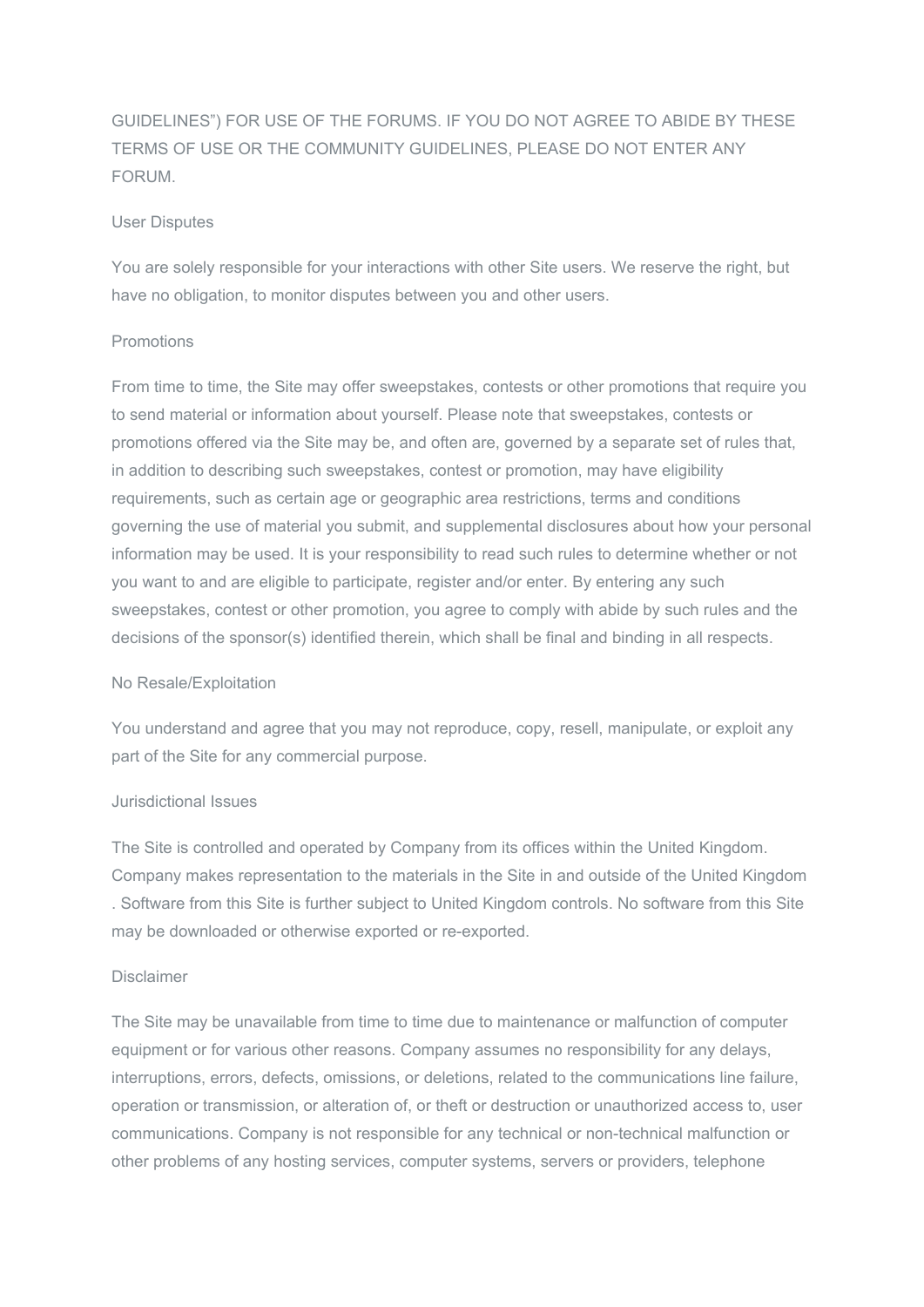GUIDELINES") FOR USE OF THE FORUMS. IF YOU DO NOT AGREE TO ABIDE BY THESE TERMS OF USE OR THE COMMUNITY GUIDELINES, PLEASE DO NOT ENTER ANY FORUM.

## User Disputes

You are solely responsible for your interactions with other Site users. We reserve the right, but have no obligation, to monitor disputes between you and other users.

## Promotions

From time to time, the Site may offer sweepstakes, contests or other promotions that require you to send material or information about yourself. Please note that sweepstakes, contests or promotions offered via the Site may be, and often are, governed by a separate set of rules that, in addition to describing such sweepstakes, contest or promotion, may have eligibility requirements, such as certain age or geographic area restrictions, terms and conditions governing the use of material you submit, and supplemental disclosures about how your personal information may be used. It is your responsibility to read such rules to determine whether or not you want to and are eligible to participate, register and/or enter. By entering any such sweepstakes, contest or other promotion, you agree to comply with abide by such rules and the decisions of the sponsor(s) identified therein, which shall be final and binding in all respects.

## No Resale/Exploitation

You understand and agree that you may not reproduce, copy, resell, manipulate, or exploit any part of the Site for any commercial purpose.

## Jurisdictional Issues

The Site is controlled and operated by Company from its offices within the United Kingdom. Company makes representation to the materials in the Site in and outside of the United Kingdom . Software from this Site is further subject to United Kingdom controls. No software from this Site may be downloaded or otherwise exported or re-exported.

## Disclaimer

The Site may be unavailable from time to time due to maintenance or malfunction of computer equipment or for various other reasons. Company assumes no responsibility for any delays, interruptions, errors, defects, omissions, or deletions, related to the communications line failure, operation or transmission, or alteration of, or theft or destruction or unauthorized access to, user communications. Company is not responsible for any technical or non-technical malfunction or other problems of any hosting services, computer systems, servers or providers, telephone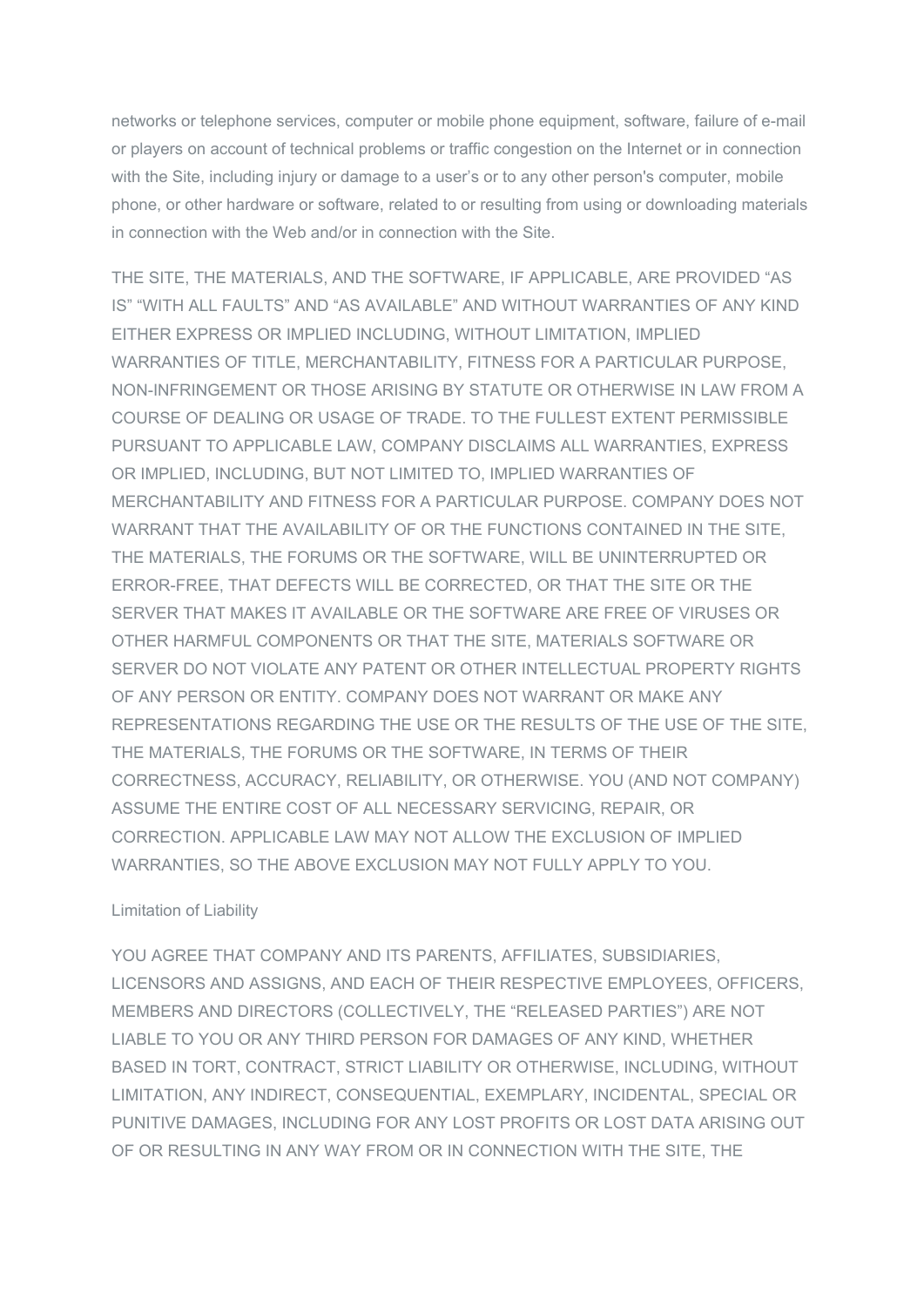networks or telephone services, computer or mobile phone equipment, software, failure of e-mail or players on account of technical problems or traffic congestion on the Internet or in connection with the Site, including injury or damage to a user's or to any other person's computer, mobile phone, or other hardware or software, related to or resulting from using or downloading materials in connection with the Web and/or in connection with the Site.

THE SITE, THE MATERIALS, AND THE SOFTWARE, IF APPLICABLE, ARE PROVIDED "AS IS" "WITH ALL FAULTS" AND "AS AVAILABLE" AND WITHOUT WARRANTIES OF ANY KIND EITHER EXPRESS OR IMPLIED INCLUDING, WITHOUT LIMITATION, IMPLIED WARRANTIES OF TITLE, MERCHANTABILITY, FITNESS FOR A PARTICULAR PURPOSE, NON-INFRINGEMENT OR THOSE ARISING BY STATUTE OR OTHERWISE IN LAW FROM A COURSE OF DEALING OR USAGE OF TRADE. TO THE FULLEST EXTENT PERMISSIBLE PURSUANT TO APPLICABLE LAW, COMPANY DISCLAIMS ALL WARRANTIES, EXPRESS OR IMPLIED, INCLUDING, BUT NOT LIMITED TO, IMPLIED WARRANTIES OF MERCHANTABILITY AND FITNESS FOR A PARTICULAR PURPOSE. COMPANY DOES NOT WARRANT THAT THE AVAILABILITY OF OR THE FUNCTIONS CONTAINED IN THE SITE, THE MATERIALS, THE FORUMS OR THE SOFTWARE, WILL BE UNINTERRUPTED OR ERROR-FREE, THAT DEFECTS WILL BE CORRECTED, OR THAT THE SITE OR THE SERVER THAT MAKES IT AVAILABLE OR THE SOFTWARE ARE FREE OF VIRUSES OR OTHER HARMFUL COMPONENTS OR THAT THE SITE, MATERIALS SOFTWARE OR SERVER DO NOT VIOLATE ANY PATENT OR OTHER INTELLECTUAL PROPERTY RIGHTS OF ANY PERSON OR ENTITY. COMPANY DOES NOT WARRANT OR MAKE ANY REPRESENTATIONS REGARDING THE USE OR THE RESULTS OF THE USE OF THE SITE, THE MATERIALS, THE FORUMS OR THE SOFTWARE, IN TERMS OF THEIR CORRECTNESS, ACCURACY, RELIABILITY, OR OTHERWISE. YOU (AND NOT COMPANY) ASSUME THE ENTIRE COST OF ALL NECESSARY SERVICING, REPAIR, OR CORRECTION. APPLICABLE LAW MAY NOT ALLOW THE EXCLUSION OF IMPLIED WARRANTIES, SO THE ABOVE EXCLUSION MAY NOT FULLY APPLY TO YOU.

Limitation of Liability

YOU AGREE THAT COMPANY AND ITS PARENTS, AFFILIATES, SUBSIDIARIES, LICENSORS AND ASSIGNS, AND EACH OF THEIR RESPECTIVE EMPLOYEES, OFFICERS, MEMBERS AND DIRECTORS (COLLECTIVELY, THE "RELEASED PARTIES") ARE NOT LIABLE TO YOU OR ANY THIRD PERSON FOR DAMAGES OF ANY KIND, WHETHER BASED IN TORT, CONTRACT, STRICT LIABILITY OR OTHERWISE, INCLUDING, WITHOUT LIMITATION, ANY INDIRECT, CONSEQUENTIAL, EXEMPLARY, INCIDENTAL, SPECIAL OR PUNITIVE DAMAGES, INCLUDING FOR ANY LOST PROFITS OR LOST DATA ARISING OUT OF OR RESULTING IN ANY WAY FROM OR IN CONNECTION WITH THE SITE, THE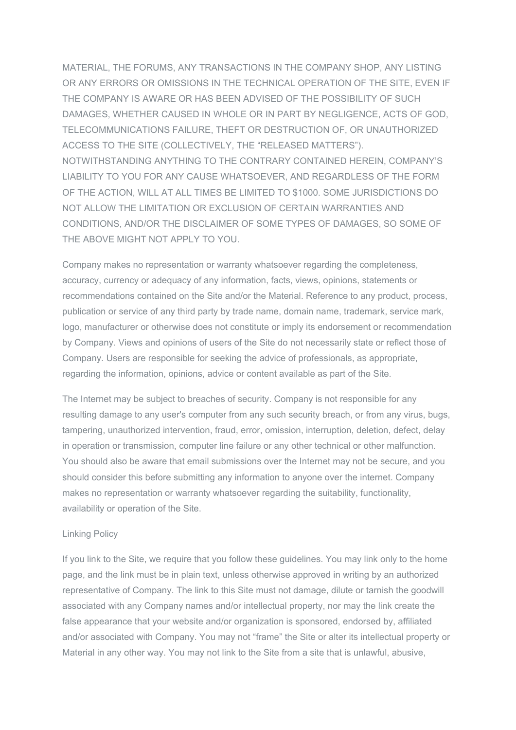MATERIAL, THE FORUMS, ANY TRANSACTIONS IN THE COMPANY SHOP, ANY LISTING OR ANY ERRORS OR OMISSIONS IN THE TECHNICAL OPERATION OF THE SITE, EVEN IF THE COMPANY IS AWARE OR HAS BEEN ADVISED OF THE POSSIBILITY OF SUCH DAMAGES, WHETHER CAUSED IN WHOLE OR IN PART BY NEGLIGENCE, ACTS OF GOD, TELECOMMUNICATIONS FAILURE, THEFT OR DESTRUCTION OF, OR UNAUTHORIZED ACCESS TO THE SITE (COLLECTIVELY, THE "RELEASED MATTERS"). NOTWITHSTANDING ANYTHING TO THE CONTRARY CONTAINED HEREIN, COMPANY'S LIABILITY TO YOU FOR ANY CAUSE WHATSOEVER, AND REGARDLESS OF THE FORM OF THE ACTION, WILL AT ALL TIMES BE LIMITED TO $1000. SOME JURISDICTIONS DO NOT ALLOW THE LIMITATION OR EXCLUSION OF CERTAIN WARRANTIES AND CONDITIONS, AND/OR THE DISCLAIMER OF SOME TYPES OF DAMAGES, SO SOME OF THE ABOVE MIGHT NOT APPLY TO YOU.

Company makes no representation or warranty whatsoever regarding the completeness, accuracy, currency or adequacy of any information, facts, views, opinions, statements or recommendations contained on the Site and/or the Material. Reference to any product, process, publication or service of any third party by trade name, domain name, trademark, service mark, logo, manufacturer or otherwise does not constitute or imply its endorsement or recommendation by Company. Views and opinions of users of the Site do not necessarily state or reflect those of Company. Users are responsible for seeking the advice of professionals, as appropriate, regarding the information, opinions, advice or content available as part of the Site.

The Internet may be subject to breaches of security. Company is not responsible for any resulting damage to any user's computer from any such security breach, or from any virus, bugs, tampering, unauthorized intervention, fraud, error, omission, interruption, deletion, defect, delay in operation or transmission, computer line failure or any other technical or other malfunction. You should also be aware that email submissions over the Internet may not be secure, and you should consider this before submitting any information to anyone over the internet. Company makes no representation or warranty whatsoever regarding the suitability, functionality, availability or operation of the Site.

Linking Policy

If you link to the Site, we require that you follow these guidelines. You may link only to the home page, and the link must be in plain text, unless otherwise approved in writing by an authorized representative of Company. The link to this Site must not damage, dilute or tarnish the goodwill associated with any Company names and/or intellectual property, nor may the link create the false appearance that your website and/or organization is sponsored, endorsed by, affiliated and/or associated with Company. You may not "frame" the Site or alter its intellectual property or Material in any other way. You may not link to the Site from a site that is unlawful, abusive,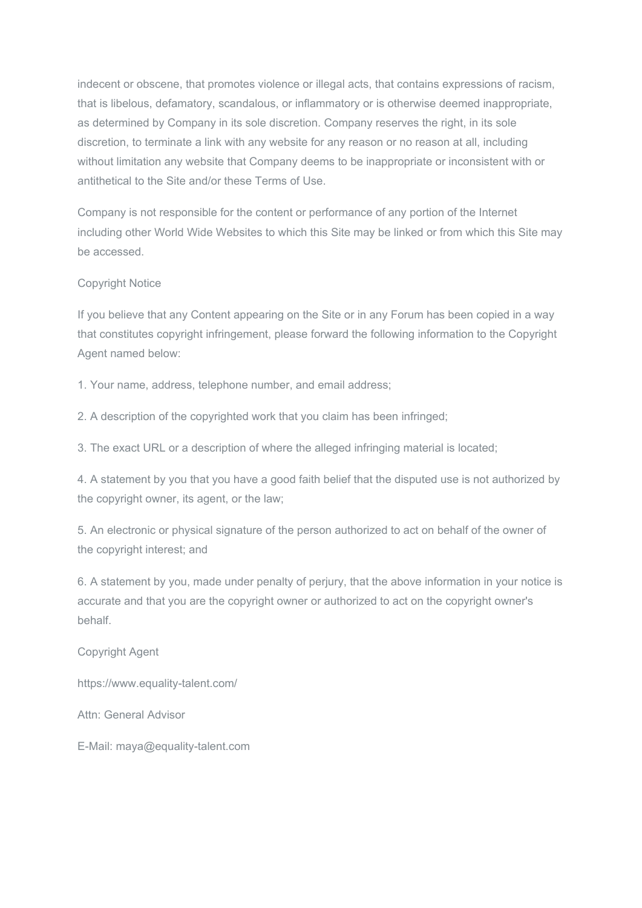indecent or obscene, that promotes violence or illegal acts, that contains expressions of racism, that is libelous, defamatory, scandalous, or inflammatory or is otherwise deemed inappropriate, as determined by Company in its sole discretion. Company reserves the right, in its sole discretion, to terminate a link with any website for any reason or no reason at all, including without limitation any website that Company deems to be inappropriate or inconsistent with or antithetical to the Site and/or these Terms of Use.

Company is not responsible for the content or performance of any portion of the Internet including other World Wide Websites to which this Site may be linked or from which this Site may be accessed.

Copyright Notice

If you believe that any Content appearing on the Site or in any Forum has been copied in a way that constitutes copyright infringement, please forward the following information to the Copyright Agent named below:

1. Your name, address, telephone number, and email address;

2. A description of the copyrighted work that you claim has been infringed;

3. The exact URL or a description of where the alleged infringing material is located;

4. A statement by you that you have a good faith belief that the disputed use is not authorized by the copyright owner, its agent, or the law;

5. An electronic or physical signature of the person authorized to act on behalf of the owner of the copyright interest; and

6. A statement by you, made under penalty of perjury, that the above information in your notice is accurate and that you are the copyright owner or authorized to act on the copyright owner's behalf.

Copyright Agent

https://www.equality-talent.com/

Attn: General Advisor

E-Mail: maya@equality-talent.com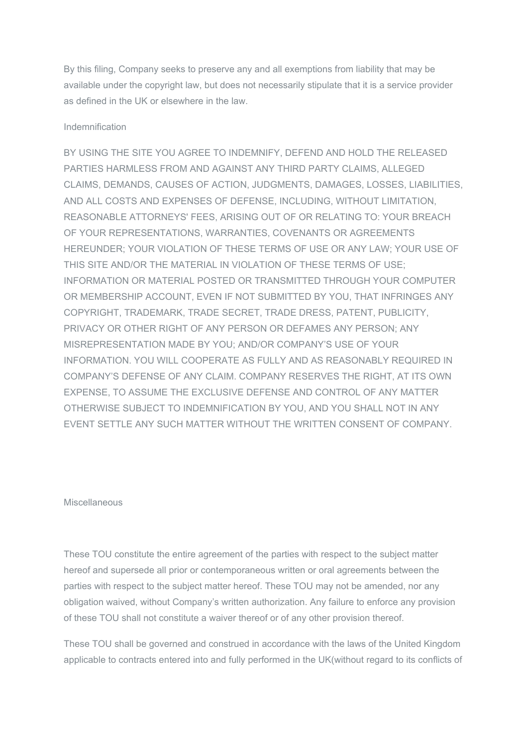By this filing, Company seeks to preserve any and all exemptions from liability that may be available under the copyright law, but does not necessarily stipulate that it is a service provider as defined in the UK or elsewhere in the law.

## Indemnification

BY USING THE SITE YOU AGREE TO INDEMNIFY, DEFEND AND HOLD THE RELEASED PARTIES HARMLESS FROM AND AGAINST ANY THIRD PARTY CLAIMS, ALLEGED CLAIMS, DEMANDS, CAUSES OF ACTION, JUDGMENTS, DAMAGES, LOSSES, LIABILITIES, AND ALL COSTS AND EXPENSES OF DEFENSE, INCLUDING, WITHOUT LIMITATION, REASONABLE ATTORNEYS' FEES, ARISING OUT OF OR RELATING TO: YOUR BREACH OF YOUR REPRESENTATIONS, WARRANTIES, COVENANTS OR AGREEMENTS HEREUNDER; YOUR VIOLATION OF THESE TERMS OF USE OR ANY LAW; YOUR USE OF THIS SITE AND/OR THE MATERIAL IN VIOLATION OF THESE TERMS OF USE; INFORMATION OR MATERIAL POSTED OR TRANSMITTED THROUGH YOUR COMPUTER OR MEMBERSHIP ACCOUNT, EVEN IF NOT SUBMITTED BY YOU, THAT INFRINGES ANY COPYRIGHT, TRADEMARK, TRADE SECRET, TRADE DRESS, PATENT, PUBLICITY, PRIVACY OR OTHER RIGHT OF ANY PERSON OR DEFAMES ANY PERSON; ANY MISREPRESENTATION MADE BY YOU; AND/OR COMPANY'S USE OF YOUR INFORMATION. YOU WILL COOPERATE AS FULLY AND AS REASONABLY REQUIRED IN COMPANY'S DEFENSE OF ANY CLAIM. COMPANY RESERVES THE RIGHT, AT ITS OWN EXPENSE, TO ASSUME THE EXCLUSIVE DEFENSE AND CONTROL OF ANY MATTER OTHERWISE SUBJECT TO INDEMNIFICATION BY YOU, AND YOU SHALL NOT IN ANY EVENT SETTLE ANY SUCH MATTER WITHOUT THE WRITTEN CONSENT OF COMPANY.

## Miscellaneous

These TOU constitute the entire agreement of the parties with respect to the subject matter hereof and supersede all prior or contemporaneous written or oral agreements between the parties with respect to the subject matter hereof. These TOU may not be amended, nor any obligation waived, without Company's written authorization. Any failure to enforce any provision of these TOU shall not constitute a waiver thereof or of any other provision thereof.

These TOU shall be governed and construed in accordance with the laws of the United Kingdom applicable to contracts entered into and fully performed in the UK(without regard to its conflicts of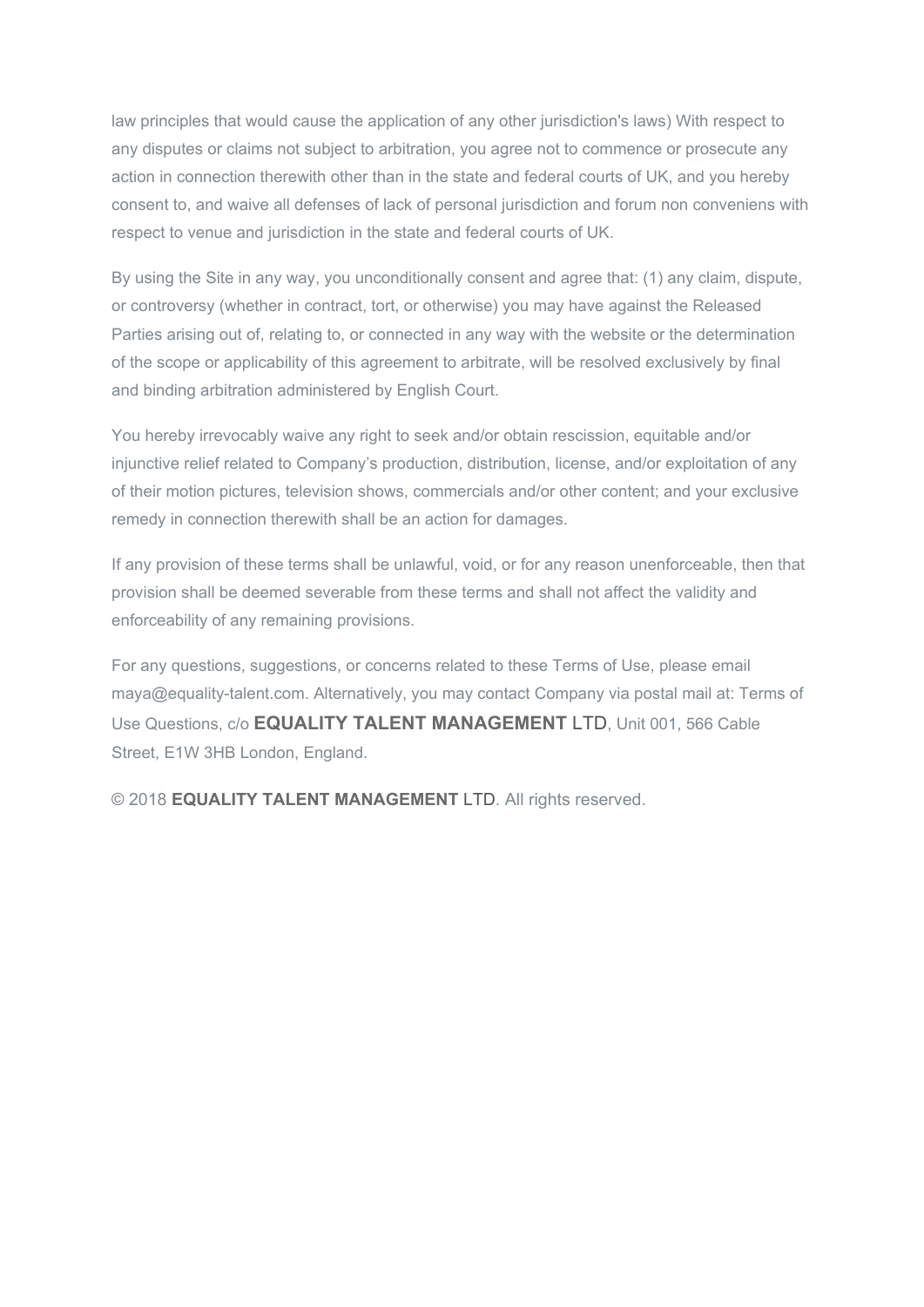law principles that would cause the application of any other jurisdiction's laws) With respect to any disputes or claims not subject to arbitration, you agree not to commence or prosecute any action in connection therewith other than in the state and federal courts of UK, and you hereby consent to, and waive all defenses of lack of personal jurisdiction and forum non conveniens with respect to venue and jurisdiction in the state and federal courts of UK.

By using the Site in any way, you unconditionally consent and agree that: (1) any claim, dispute, or controversy (whether in contract, tort, or otherwise) you may have against the Released Parties arising out of, relating to, or connected in any way with the website or the determination of the scope or applicability of this agreement to arbitrate, will be resolved exclusively by final and binding arbitration administered by English Court.

You hereby irrevocably waive any right to seek and/or obtain rescission, equitable and/or injunctive relief related to Company's production, distribution, license, and/or exploitation of any of their motion pictures, television shows, commercials and/or other content; and your exclusive remedy in connection therewith shall be an action for damages.

If any provision of these terms shall be unlawful, void, or for any reason unenforceable, then that provision shall be deemed severable from these terms and shall not affect the validity and enforceability of any remaining provisions.

For any questions, suggestions, or concerns related to these Terms of Use, please email maya@equality-talent.com. Alternatively, you may contact Company via postal mail at: Terms of Use Questions, c/o **EQUALITY TALENT MANAGEMENT** LTD, Unit 001, 566 Cable Street, E1W 3HB London, England.

© 2018 **EQUALITY TALENT MANAGEMENT** LTD. All rights reserved.